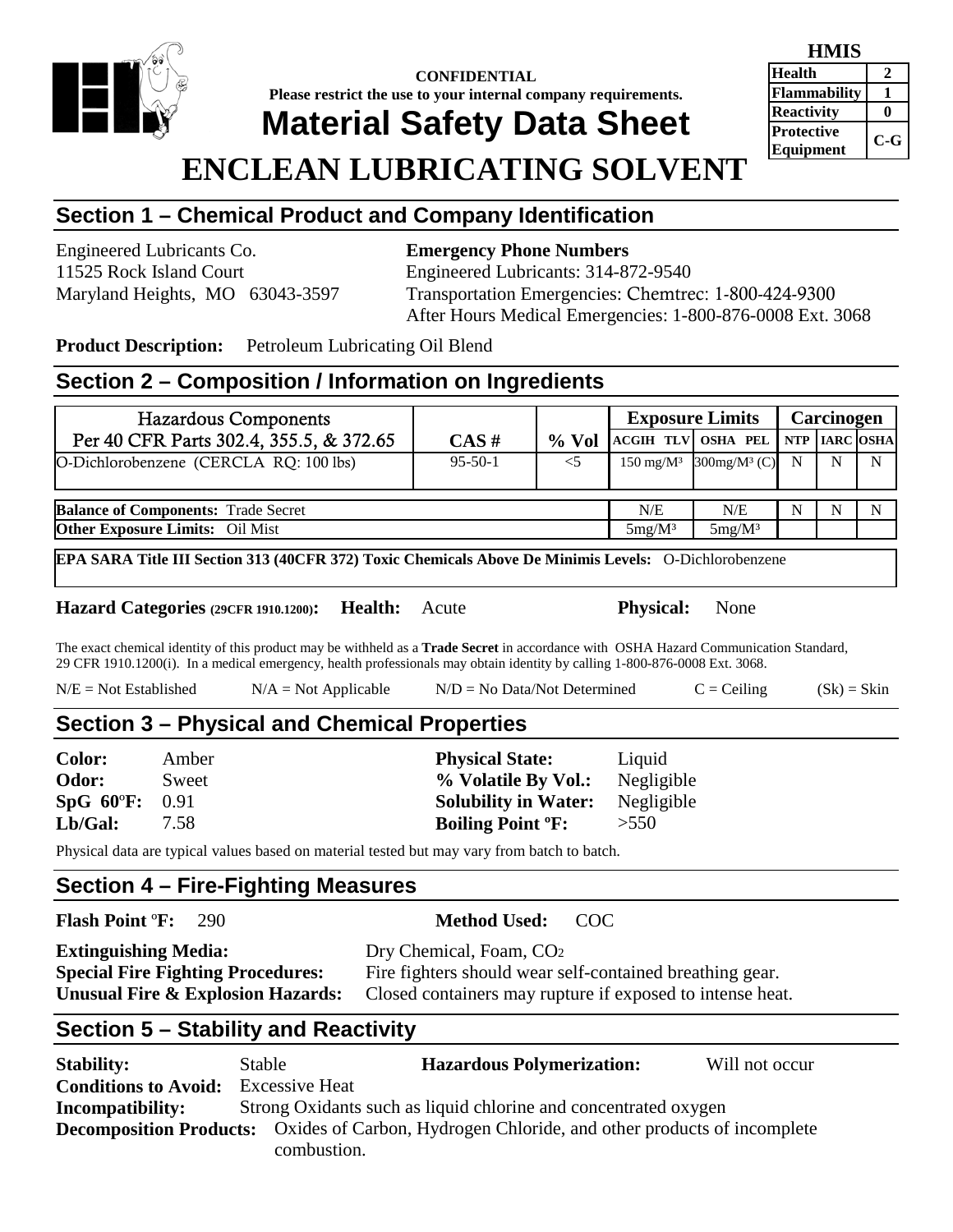**CONFIDENTIAL**
**Please restrict the use to your internal company requirements.**

# Material Safety Data Sheet

| HMIS | |
|---|---|
| Health | 2 |
| Flammability | 1 |
| Reactivity | 0 |
| Protective Equipment | C-G |

# ENCLEAN LUBRICATING SOLVENT

## Section 1 – Chemical Product and Company Identification

Engineered Lubricants Co.
11525 Rock Island Court
Maryland Heights, MO 63043-3597

**Emergency Phone Numbers**
Engineered Lubricants: 314-872-9540
Transportation Emergencies: Chemtrec: 1-800-424-9300
After Hours Medical Emergencies: 1-800-876-0008 Ext. 3068

**Product Description:** Petroleum Lubricating Oil Blend

## Section 2 – Composition / Information on Ingredients

| Hazardous Components Per 40 CFR Parts 302.4, 355.5, & 372.65 | CAS # | % Vol | Exposure Limits | | Carcinogen | | |
|---|---|---|---|---|---|---|---|
| | | | ACGIH TLV | OSHA PEL | NTP | IARC | OSHA |
| O-Dichlorobenzene (CERCLA RQ: 100 lbs) | 95-50-1 | <5 | 150 mg/M³ | 300mg/M³ (C) | N | N | N |
| **Balance of Components:** Trade Secret | | | N/E | N/E | N | N | N |
| **Other Exposure Limits:** Oil Mist | | | 5mg/M³ | 5mg/M³ | | | |

**EPA SARA Title III Section 313 (40CFR 372) Toxic Chemicals Above De Minimis Levels:** O-Dichlorobenzene

**Hazard Categories (29CFR 1910.1200): Health:** Acute **Physical:** None

The exact chemical identity of this product may be withheld as a **Trade Secret** in accordance with OSHA Hazard Communication Standard, 29 CFR 1910.1200(i). In a medical emergency, health professionals may obtain identity by calling 1-800-876-0008 Ext. 3068.

N/E = Not Established N/A = Not Applicable N/D = No Data/Not Determined C = Ceiling (Sk) = Skin

## Section 3 – Physical and Chemical Properties

**Color:** Amber
**Odor:** Sweet
**SpG 60ºF:** 0.91
**Lb/Gal:** 7.58

**Physical State:** Liquid
**% Volatile By Vol.:** Negligible
**Solubility in Water:** Negligible
**Boiling Point ºF:** >550

Physical data are typical values based on material tested but may vary from batch to batch.

## Section 4 – Fire-Fighting Measures

**Flash Point ºF:** 290 **Method Used:** COC

**Extinguishing Media:** Dry Chemical, Foam, $CO_2$
**Special Fire Fighting Procedures:** Fire fighters should wear self-contained breathing gear.
**Unusual Fire & Explosion Hazards:** Closed containers may rupture if exposed to intense heat.

## Section 5 – Stability and Reactivity

**Stability:** Stable **Hazardous Polymerization:** Will not occur
**Conditions to Avoid:** Excessive Heat
**Incompatibility:** Strong Oxidants such as liquid chlorine and concentrated oxygen
**Decomposition Products:** Oxides of Carbon, Hydrogen Chloride, and other products of incomplete combustion.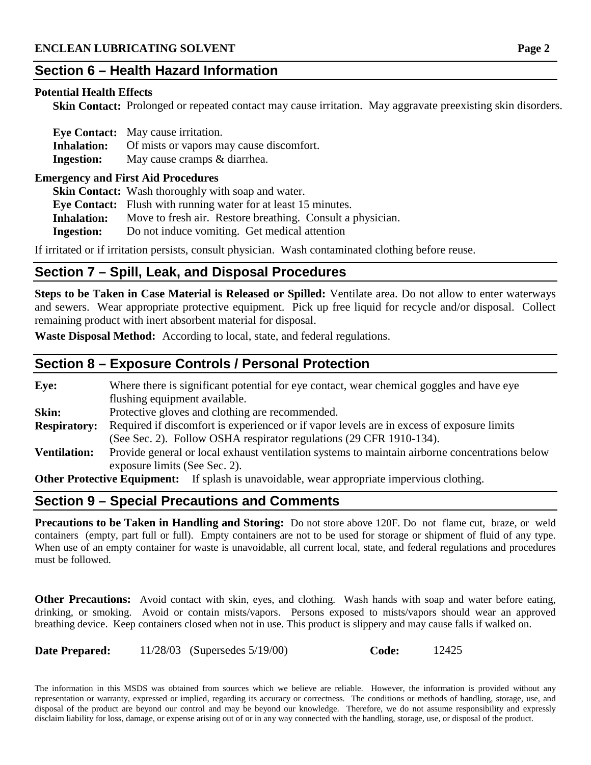## Section 6 – Health Hazard Information

**Potential Health Effects**

**Skin Contact:** Prolonged or repeated contact may cause irritation. May aggravate preexisting skin disorders.

**Eye Contact:** May cause irritation.
**Inhalation:** Of mists or vapors may cause discomfort.
**Ingestion:** May cause cramps & diarrhea.

**Emergency and First Aid Procedures**

**Skin Contact:** Wash thoroughly with soap and water.
**Eye Contact:** Flush with running water for at least 15 minutes.
**Inhalation:** Move to fresh air. Restore breathing. Consult a physician.
**Ingestion:** Do not induce vomiting. Get medical attention

If irritated or if irritation persists, consult physician. Wash contaminated clothing before reuse.

## Section 7 – Spill, Leak, and Disposal Procedures

**Steps to be Taken in Case Material is Released or Spilled:** Ventilate area. Do not allow to enter waterways and sewers. Wear appropriate protective equipment. Pick up free liquid for recycle and/or disposal. Collect remaining product with inert absorbent material for disposal.

**Waste Disposal Method:** According to local, state, and federal regulations.

## Section 8 – Exposure Controls / Personal Protection

**Eye:** Where there is significant potential for eye contact, wear chemical goggles and have eye flushing equipment available.

**Skin:** Protective gloves and clothing are recommended.

**Respiratory:** Required if discomfort is experienced or if vapor levels are in excess of exposure limits (See Sec. 2). Follow OSHA respirator regulations (29 CFR 1910-134).

**Ventilation:** Provide general or local exhaust ventilation systems to maintain airborne concentrations below exposure limits (See Sec. 2).

**Other Protective Equipment:** If splash is unavoidable, wear appropriate impervious clothing.

## Section 9 – Special Precautions and Comments

**Precautions to be Taken in Handling and Storing:** Do not store above 120F. Do not flame cut, braze, or weld containers (empty, part full or full). Empty containers are not to be used for storage or shipment of fluid of any type. When use of an empty container for waste is unavoidable, all current local, state, and federal regulations and procedures must be followed.

**Other Precautions:** Avoid contact with skin, eyes, and clothing. Wash hands with soap and water before eating, drinking, or smoking. Avoid or contain mists/vapors. Persons exposed to mists/vapors should wear an approved breathing device. Keep containers closed when not in use. This product is slippery and may cause falls if walked on.

**Date Prepared:** 11/28/03 (Supersedes 5/19/00) **Code:** 12425

The information in this MSDS was obtained from sources which we believe are reliable. However, the information is provided without any representation or warranty, expressed or implied, regarding its accuracy or correctness. The conditions or methods of handling, storage, use, and disposal of the product are beyond our control and may be beyond our knowledge. Therefore, we do not assume responsibility and expressly disclaim liability for loss, damage, or expense arising out of or in any way connected with the handling, storage, use, or disposal of the product.